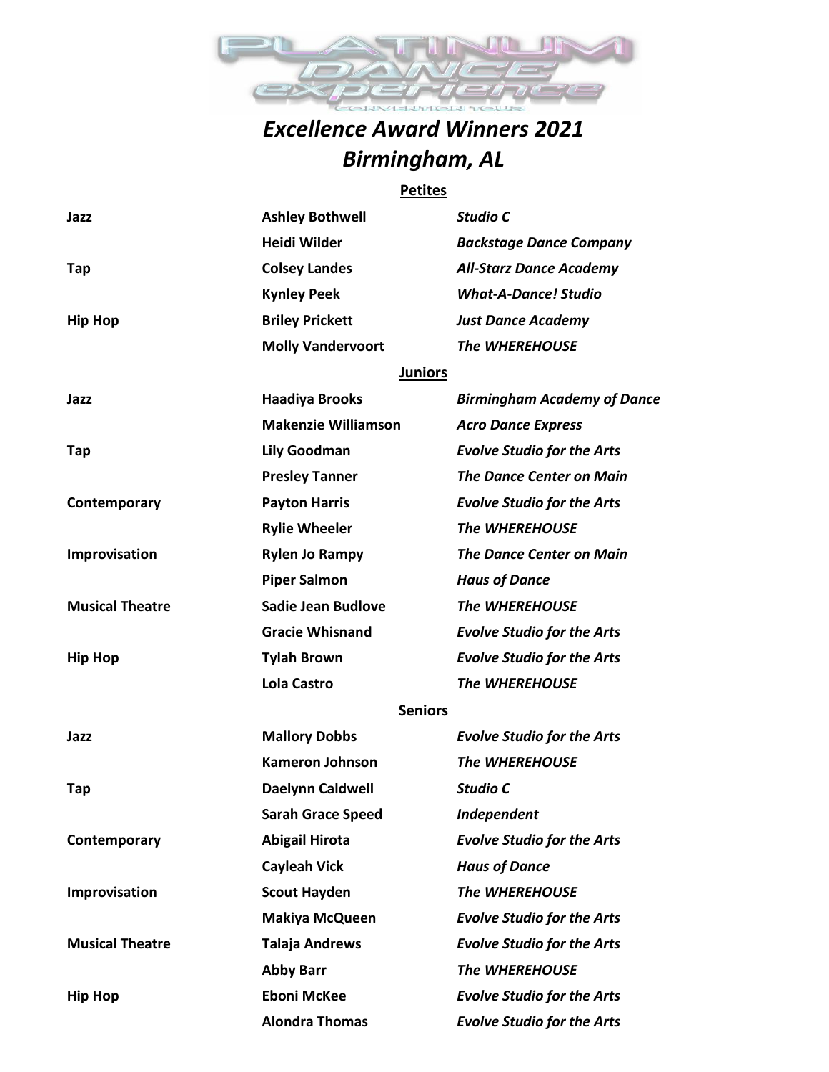PLATINUM DANCE experience CONVENTION TOUR

# *Excellence Award Winners 2021*
# *Birmingham, AL*

## Petites

| | | |
|---|---|---|
| **Jazz** | **Ashley Bothwell** | ***Studio C*** |
| | **Heidi Wilder** | ***Backstage Dance Company*** |
| **Tap** | **Colsey Landes** | ***All-Starz Dance Academy*** |
| | **Kynley Peek** | ***What-A-Dance! Studio*** |
| **Hip Hop** | **Briley Prickett** | ***Just Dance Academy*** |
| | **Molly Vandervoort** | ***The WHEREHOUSE*** |

## Juniors

| | | |
|---|---|---|
| **Jazz** | **Haadiya Brooks** | ***Birmingham Academy of Dance*** |
| | **Makenzie Williamson** | ***Acro Dance Express*** |
| **Tap** | **Lily Goodman** | ***Evolve Studio for the Arts*** |
| | **Presley Tanner** | ***The Dance Center on Main*** |
| **Contemporary** | **Payton Harris** | ***Evolve Studio for the Arts*** |
| | **Rylie Wheeler** | ***The WHEREHOUSE*** |
| **Improvisation** | **Rylen Jo Rampy** | ***The Dance Center on Main*** |
| | **Piper Salmon** | ***Haus of Dance*** |
| **Musical Theatre** | **Sadie Jean Budlove** | ***The WHEREHOUSE*** |
| | **Gracie Whisnand** | ***Evolve Studio for the Arts*** |
| **Hip Hop** | **Tylah Brown** | ***Evolve Studio for the Arts*** |
| | **Lola Castro** | ***The WHEREHOUSE*** |

## Seniors

| | | |
|---|---|---|
| **Jazz** | **Mallory Dobbs** | ***Evolve Studio for the Arts*** |
| | **Kameron Johnson** | ***The WHEREHOUSE*** |
| **Tap** | **Daelynn Caldwell** | ***Studio C*** |
| | **Sarah Grace Speed** | ***Independent*** |
| **Contemporary** | **Abigail Hirota** | ***Evolve Studio for the Arts*** |
| | **Cayleah Vick** | ***Haus of Dance*** |
| **Improvisation** | **Scout Hayden** | ***The WHEREHOUSE*** |
| | **Makiya McQueen** | ***Evolve Studio for the Arts*** |
| **Musical Theatre** | **Talaja Andrews** | ***Evolve Studio for the Arts*** |
| | **Abby Barr** | ***The WHEREHOUSE*** |
| **Hip Hop** | **Eboni McKee** | ***Evolve Studio for the Arts*** |
| | **Alondra Thomas** | ***Evolve Studio for the Arts*** |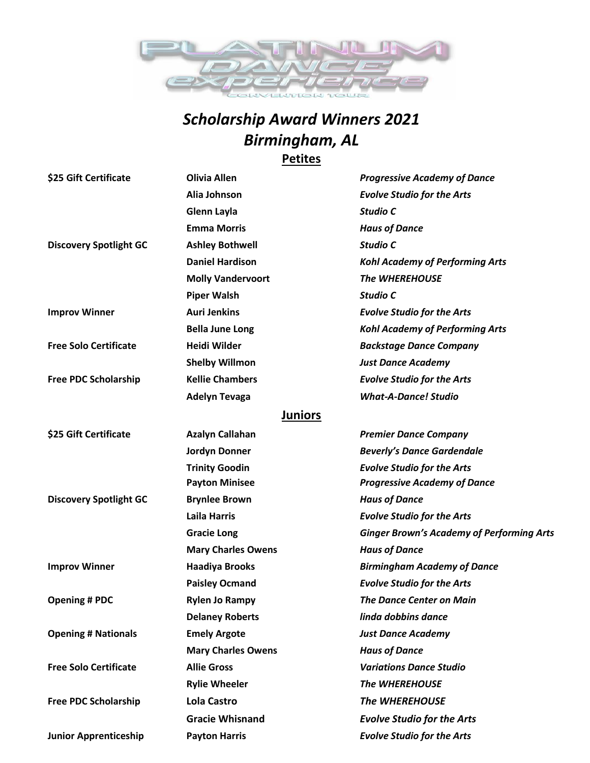PLATINUM DANCE experience CONVENTION TOUR

# *Scholarship Award Winners 2021*
# *Birmingham, AL*

## Petites

| Award | Name | Studio |
|---|---|---|
| **$25 Gift Certificate** | **Olivia Allen** | ***Progressive Academy of Dance*** |
| | **Alia Johnson** | ***Evolve Studio for the Arts*** |
| | **Glenn Layla** | ***Studio C*** |
| | **Emma Morris** | ***Haus of Dance*** |
| **Discovery Spotlight GC** | **Ashley Bothwell** | ***Studio C*** |
| | **Daniel Hardison** | ***Kohl Academy of Performing Arts*** |
| | **Molly Vandervoort** | ***The WHEREHOUSE*** |
| | **Piper Walsh** | ***Studio C*** |
| **Improv Winner** | **Auri Jenkins** | ***Evolve Studio for the Arts*** |
| | **Bella June Long** | ***Kohl Academy of Performing Arts*** |
| **Free Solo Certificate** | **Heidi Wilder** | ***Backstage Dance Company*** |
| | **Shelby Willmon** | ***Just Dance Academy*** |
| **Free PDC Scholarship** | **Kellie Chambers** | ***Evolve Studio for the Arts*** |
| | **Adelyn Tevaga** | ***What-A-Dance! Studio*** |

## Juniors

| Award | Name | Studio |
|---|---|---|
| **$25 Gift Certificate** | **Azalyn Callahan** | ***Premier Dance Company*** |
| | **Jordyn Donner** | ***Beverly's Dance Gardendale*** |
| | **Trinity Goodin** | ***Evolve Studio for the Arts*** |
| | **Payton Minisee** | ***Progressive Academy of Dance*** |
| **Discovery Spotlight GC** | **Brynlee Brown** | ***Haus of Dance*** |
| | **Laila Harris** | ***Evolve Studio for the Arts*** |
| | **Gracie Long** | ***Ginger Brown's Academy of Performing Arts*** |
| | **Mary Charles Owens** | ***Haus of Dance*** |
| **Improv Winner** | **Haadiya Brooks** | ***Birmingham Academy of Dance*** |
| | **Paisley Ocmand** | ***Evolve Studio for the Arts*** |
| **Opening # PDC** | **Rylen Jo Rampy** | ***The Dance Center on Main*** |
| | **Delaney Roberts** | ***linda dobbins dance*** |
| **Opening # Nationals** | **Emely Argote** | ***Just Dance Academy*** |
| | **Mary Charles Owens** | ***Haus of Dance*** |
| **Free Solo Certificate** | **Allie Gross** | ***Variations Dance Studio*** |
| | **Rylie Wheeler** | ***The WHEREHOUSE*** |
| **Free PDC Scholarship** | **Lola Castro** | ***The WHEREHOUSE*** |
| | **Gracie Whisnand** | ***Evolve Studio for the Arts*** |
| **Junior Apprenticeship** | **Payton Harris** | ***Evolve Studio for the Arts*** |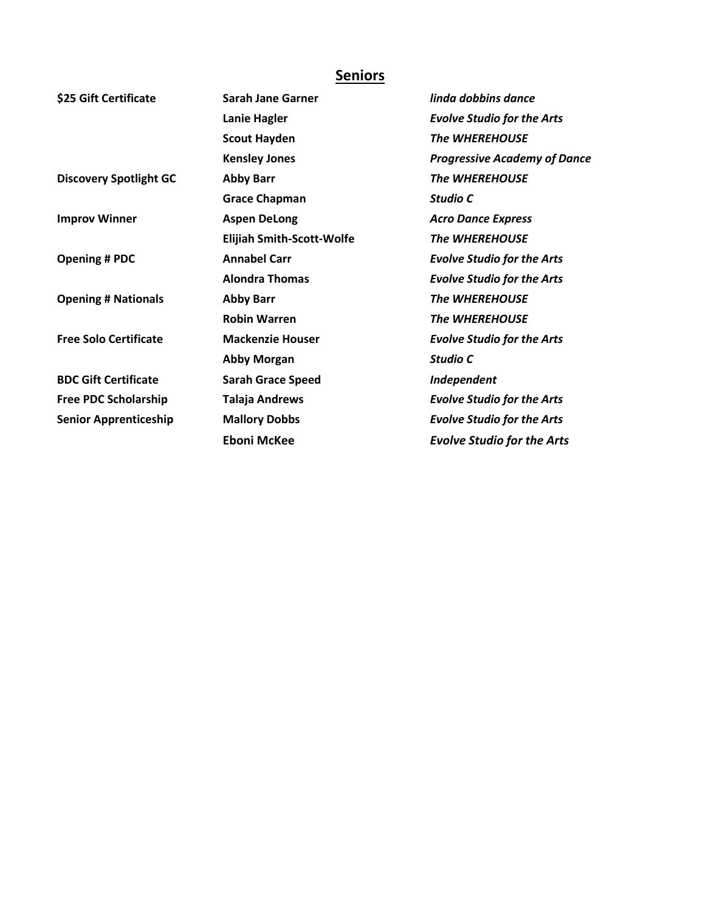## Seniors

| | | |
|---|---|---|
| **$25 Gift Certificate** | **Sarah Jane Garner** | ***linda dobbins dance*** |
| | **Lanie Hagler** | ***Evolve Studio for the Arts*** |
| | **Scout Hayden** | ***The WHEREHOUSE*** |
| | **Kensley Jones** | ***Progressive Academy of Dance*** |
| **Discovery Spotlight GC** | **Abby Barr** | ***The WHEREHOUSE*** |
| | **Grace Chapman** | ***Studio C*** |
| **Improv Winner** | **Aspen DeLong** | ***Acro Dance Express*** |
| | **Elijiah Smith-Scott-Wolfe** | ***The WHEREHOUSE*** |
| **Opening # PDC** | **Annabel Carr** | ***Evolve Studio for the Arts*** |
| | **Alondra Thomas** | ***Evolve Studio for the Arts*** |
| **Opening # Nationals** | **Abby Barr** | ***The WHEREHOUSE*** |
| | **Robin Warren** | ***The WHEREHOUSE*** |
| **Free Solo Certificate** | **Mackenzie Houser** | ***Evolve Studio for the Arts*** |
| | **Abby Morgan** | ***Studio C*** |
| **BDC Gift Certificate** | **Sarah Grace Speed** | ***Independent*** |
| **Free PDC Scholarship** | **Talaja Andrews** | ***Evolve Studio for the Arts*** |
| **Senior Apprenticeship** | **Mallory Dobbs** | ***Evolve Studio for the Arts*** |
| | **Eboni McKee** | ***Evolve Studio for the Arts*** |